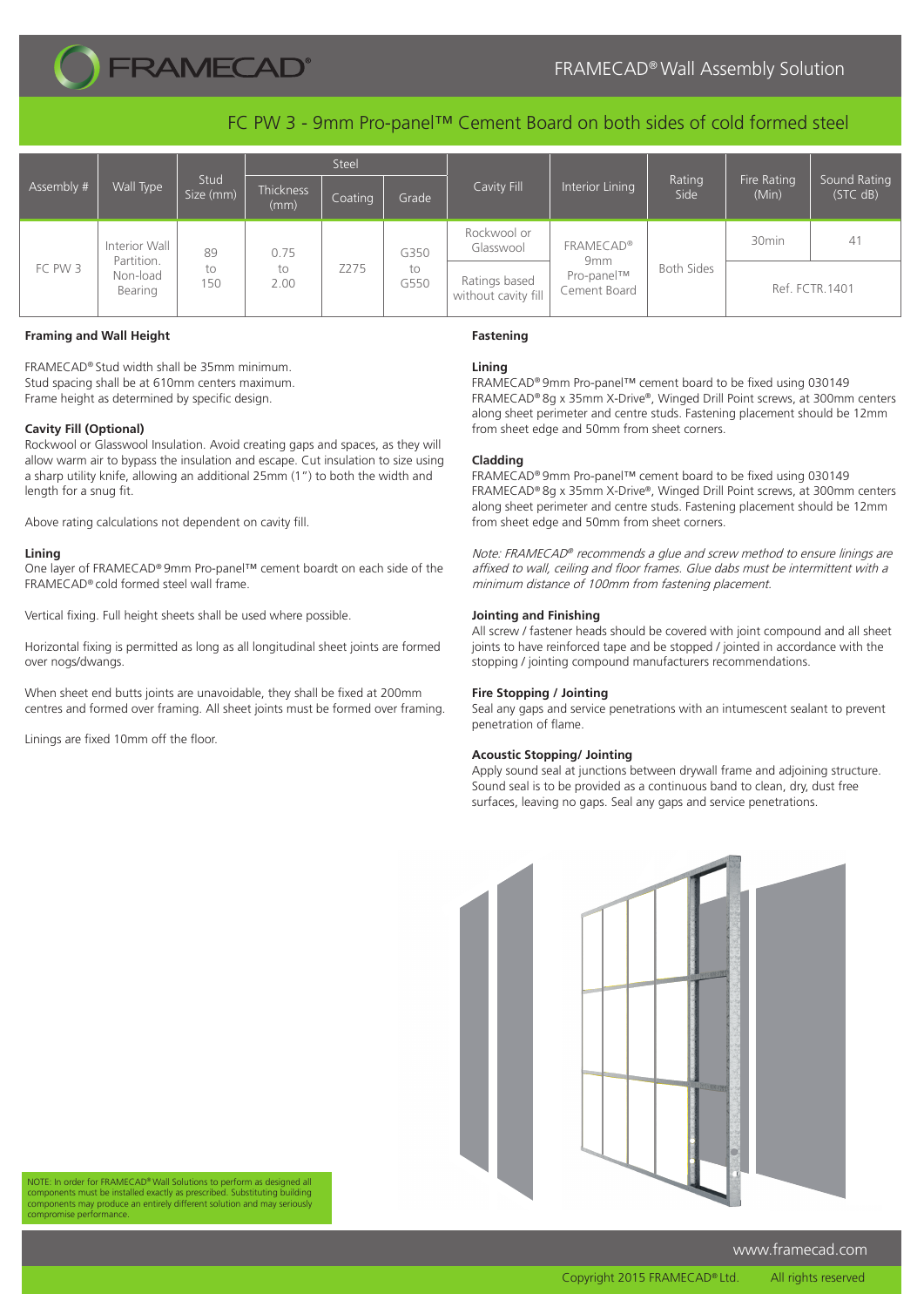# FRAMECAD® Wall Assembly Solution

## FC PW 3 - 9mm Pro-panel™ Cement Board on both sides of cold formed steel

| Assembly # | Wall Type | Stud Size (mm) | Steel | | | Cavity Fill | Interior Lining | Rating Side | Fire Rating (Min) | Sound Rating (STC dB) |
|---|---|---|---|---|---|---|---|---|---|---|
| | | | Thickness (mm) | Coating | Grade | | | | | |
| FC PW 3 | Interior Wall Partition. Non-load Bearing | 89 to 150 | 0.75 to 2.00 | Z275 | G350 to G550 | Rockwool or Glasswool | FRAMECAD® 9mm Pro-panel™ Cement Board | Both Sides | 30min | 41 |
| | | | | | | Ratings based without cavity fill | | | Ref. FCTR.1401 | |

### Framing and Wall Height

FRAMECAD® Stud width shall be 35mm minimum.
Stud spacing shall be at 610mm centers maximum.
Frame height as determined by specific design.

### Cavity Fill (Optional)

Rockwool or Glasswool Insulation. Avoid creating gaps and spaces, as they will allow warm air to bypass the insulation and escape. Cut insulation to size using a sharp utility knife, allowing an additional 25mm (1") to both the width and length for a snug fit.

Above rating calculations not dependent on cavity fill.

### Lining

One layer of FRAMECAD® 9mm Pro-panel™ cement boardt on each side of the FRAMECAD® cold formed steel wall frame.

Vertical fixing. Full height sheets shall be used where possible.

Horizontal fixing is permitted as long as all longitudinal sheet joints are formed over nogs/dwangs.

When sheet end butts joints are unavoidable, they shall be fixed at 200mm centres and formed over framing. All sheet joints must be formed over framing.

Linings are fixed 10mm off the floor.

### Fastening

**Lining**

FRAMECAD® 9mm Pro-panel™ cement board to be fixed using 030149 FRAMECAD® 8g x 35mm X-Drive®, Winged Drill Point screws, at 300mm centers along sheet perimeter and centre studs. Fastening placement should be 12mm from sheet edge and 50mm from sheet corners.

**Cladding**

FRAMECAD® 9mm Pro-panel™ cement board to be fixed using 030149 FRAMECAD® 8g x 35mm X-Drive®, Winged Drill Point screws, at 300mm centers along sheet perimeter and centre studs. Fastening placement should be 12mm from sheet edge and 50mm from sheet corners.

*Note: FRAMECAD® recommends a glue and screw method to ensure linings are affixed to wall, ceiling and floor frames. Glue dabs must be intermittent with a minimum distance of 100mm from fastening placement.*

### Jointing and Finishing

All screw / fastener heads should be covered with joint compound and all sheet joints to have reinforced tape and be stopped / jointed in accordance with the stopping / jointing compound manufacturers recommendations.

### Fire Stopping / Jointing

Seal any gaps and service penetrations with an intumescent sealant to prevent penetration of flame.

### Acoustic Stopping/ Jointing

Apply sound seal at junctions between drywall frame and adjoining structure. Sound seal is to be provided as a continuous band to clean, dry, dust free surfaces, leaving no gaps. Seal any gaps and service penetrations.

NOTE: In order for FRAMECAD® Wall Solutions to perform as designed all components must be installed exactly as prescribed. Substituting building components may produce an entirely different solution and may seriously compromise performance.

www.framecad.com

Copyright 2015 FRAMECAD® Ltd. All rights reserved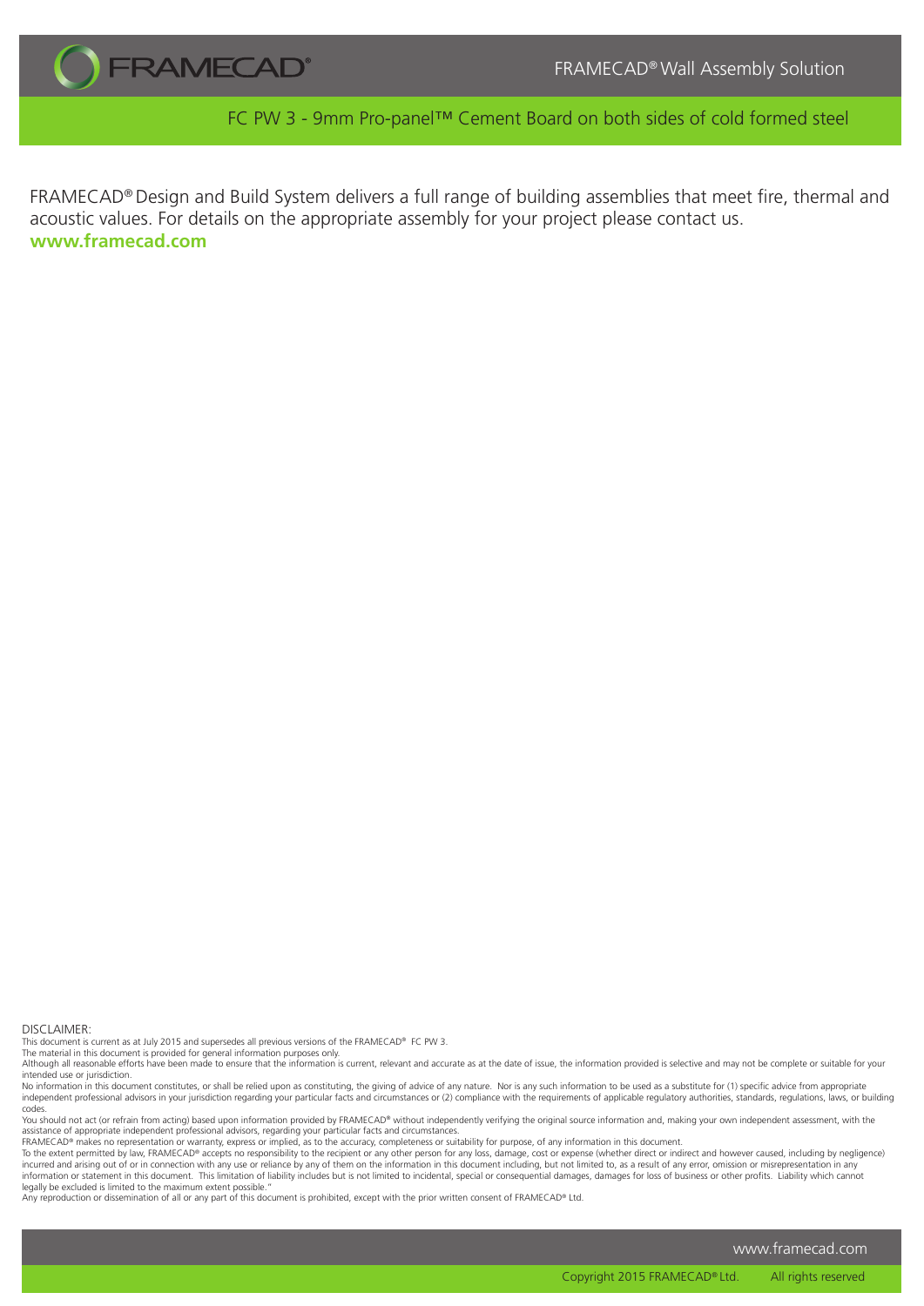FRAMECAD® Design and Build System delivers a full range of building assemblies that meet fire, thermal and acoustic values. For details on the appropriate assembly for your project please contact us.
**www.framecad.com**

DISCLAIMER:
This document is current as at July 2015 and supersedes all previous versions of the FRAMECAD® FC PW 3.
The material in this document is provided for general information purposes only.
Although all reasonable efforts have been made to ensure that the information is current, relevant and accurate as at the date of issue, the information provided is selective and may not be complete or suitable for your intended use or jurisdiction.
No information in this document constitutes, or shall be relied upon as constituting, the giving of advice of any nature. Nor is any such information to be used as a substitute for (1) specific advice from appropriate independent professional advisors in your jurisdiction regarding your particular facts and circumstances or (2) compliance with the requirements of applicable regulatory authorities, standards, regulations, laws, or building codes.
You should not act (or refrain from acting) based upon information provided by FRAMECAD® without independently verifying the original source information and, making your own independent assessment, with the assistance of appropriate independent professional advisors, regarding your particular facts and circumstances.
FRAMECAD® makes no representation or warranty, express or implied, as to the accuracy, completeness or suitability for purpose, of any information in this document.
To the extent permitted by law, FRAMECAD® accepts no responsibility to the recipient or any other person for any loss, damage, cost or expense (whether direct or indirect and however caused, including by negligence) incurred and arising out of or in connection with any use or reliance by any of them on the information in this document including, but not limited to, as a result of any error, omission or misrepresentation in any information or statement in this document. This limitation of liability includes but is not limited to incidental, special or consequential damages, damages for loss of business or other profits. Liability which cannot legally be excluded is limited to the maximum extent possible."
Any reproduction or dissemination of all or any part of this document is prohibited, except with the prior written consent of FRAMECAD® Ltd.